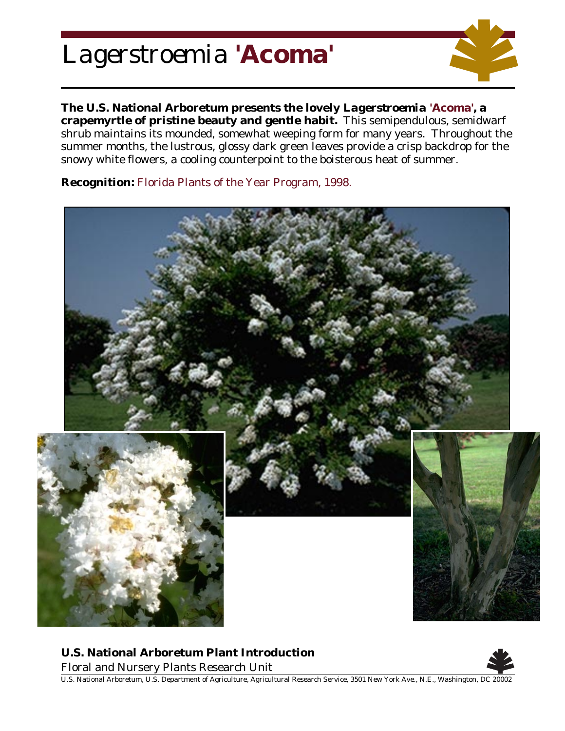# *Lagerstroemia* **'Acoma'**

**The U.S. National Arboretum presents the lovely *Lagerstroemia* 'Acoma', a crapemyrtle of pristine beauty and gentle habit.** This semipendulous, semidwarf shrub maintains its mounded, somewhat weeping form for many years. Throughout the summer months, the lustrous, glossy dark green leaves provide a crisp backdrop for the snowy white flowers, a cooling counterpoint to the boisterous heat of summer.

**Recognition:** Florida Plants of the Year Program, 1998.

**U.S. National Arboretum Plant Introduction**

*Floral and Nursery Plants Research Unit*

U.S. National Arboretum, U.S. Department of Agriculture, Agricultural Research Service, 3501 New York Ave., N.E., Washington, DC 20002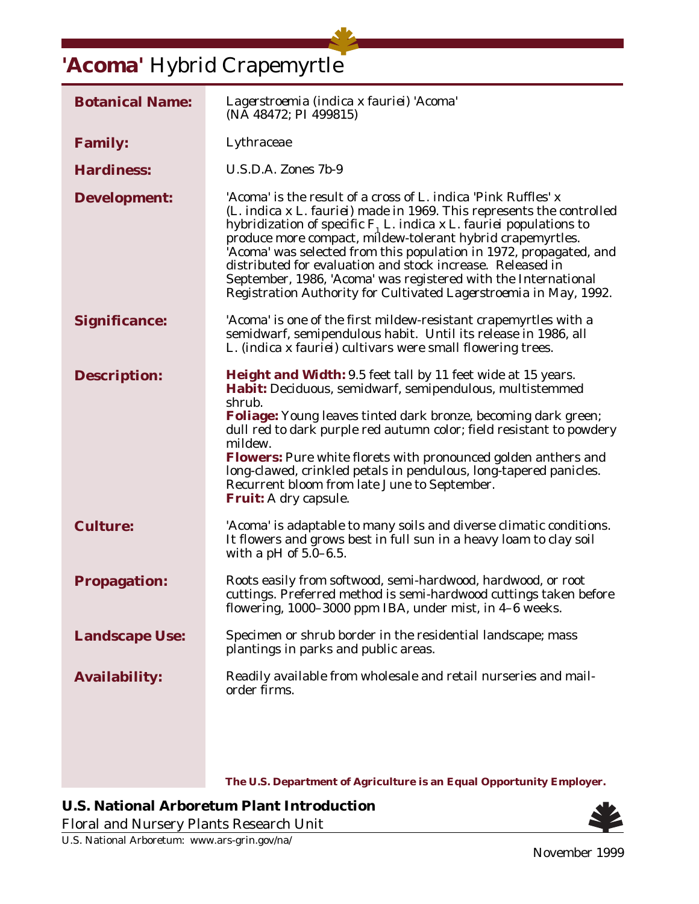# **'Acoma'** Hybrid Crapemyrtle

**Botanical Name:** *Lagerstroemia (indica x fauriei)* 'Acoma' (NA 48472; PI 499815)

**Family:** Lythraceae

**Hardiness:** U.S.D.A. Zones 7b-9

**Development:** 'Acoma' is the result of a cross of *L. indica* 'Pink Ruffles' x (*L. indica* x *L. fauriei*) made in 1969. This represents the controlled hybridization of specific $F_1$ *L. indica* x *L. fauriei* populations to produce more compact, mildew-tolerant hybrid crapemyrtles. 'Acoma' was selected from this population in 1972, propagated, and distributed for evaluation and stock increase. Released in September, 1986, 'Acoma' was registered with the International Registration Authority for Cultivated *Lagerstroemia* in May, 1992.

**Significance:** 'Acoma' is one of the first mildew-resistant crapemyrtles with a semidwarf, semipendulous habit. Until its release in 1986, all *L. (indica x fauriei)* cultivars were small flowering trees.

**Description:**

**Height and Width:** 9.5 feet tall by 11 feet wide at 15 years.
**Habit:** Deciduous, semidwarf, semipendulous, multistemmed shrub.
**Foliage:** Young leaves tinted dark bronze, becoming dark green; dull red to dark purple red autumn color; field resistant to powdery mildew.
**Flowers:** Pure white florets with pronounced golden anthers and long-clawed, crinkled petals in pendulous, long-tapered panicles. Recurrent bloom from late June to September.
**Fruit:** A dry capsule.

**Culture:** 'Acoma' is adaptable to many soils and diverse climatic conditions. It flowers and grows best in full sun in a heavy loam to clay soil with a pH of 5.0–6.5.

**Propagation:** Roots easily from softwood, semi-hardwood, hardwood, or root cuttings. Preferred method is semi-hardwood cuttings taken before flowering, 1000–3000 ppm IBA, under mist, in 4–6 weeks.

**Landscape Use:** Specimen or shrub border in the residential landscape; mass plantings in parks and public areas.

**Availability:** Readily available from wholesale and retail nurseries and mail-order firms.

**The U.S. Department of Agriculture is an Equal Opportunity Employer.**

**U.S. National Arboretum Plant Introduction**

Floral and Nursery Plants Research Unit

U.S. National Arboretum: www.ars-grin.gov/na/

November 1999